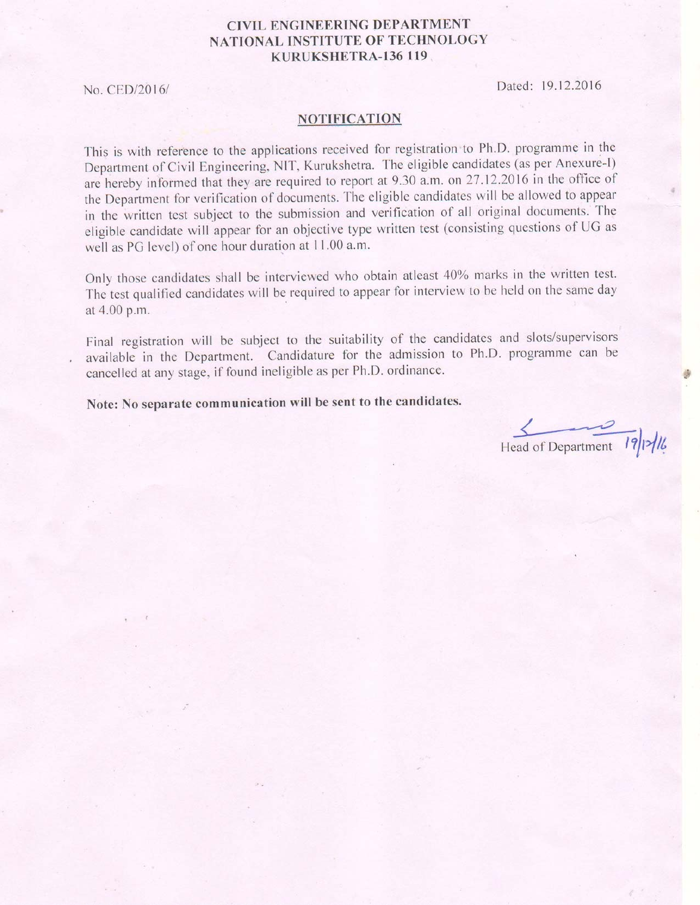**CIVIL ENGINEERING DEPARTMENT**
**NATIONAL INSTITUTE OF TECHNOLOGY**
**KURUKSHETRA-136 119**

No. CED/2016/ Dated: 19.12.2016

## NOTIFICATION

This is with reference to the applications received for registration to Ph.D. programme in the Department of Civil Engineering, NIT, Kurukshetra. The eligible candidates (as per Anexure-I) are hereby informed that they are required to report at 9.30 a.m. on 27.12.2016 in the office of the Department for verification of documents. The eligible candidates will be allowed to appear in the written test subject to the submission and verification of all original documents. The eligible candidate will appear for an objective type written test (consisting questions of UG as well as PG level) of one hour duration at 11.00 a.m.

Only those candidates shall be interviewed who obtain atleast 40% marks in the written test. The test qualified candidates will be required to appear for interview to be held on the same day at 4.00 p.m.

Final registration will be subject to the suitability of the candidates and slots/supervisors available in the Department. Candidature for the admission to Ph.D. programme can be cancelled at any stage, if found ineligible as per Ph.D. ordinance.

**Note: No separate communication will be sent to the candidates.**

Head of Department 19/12/16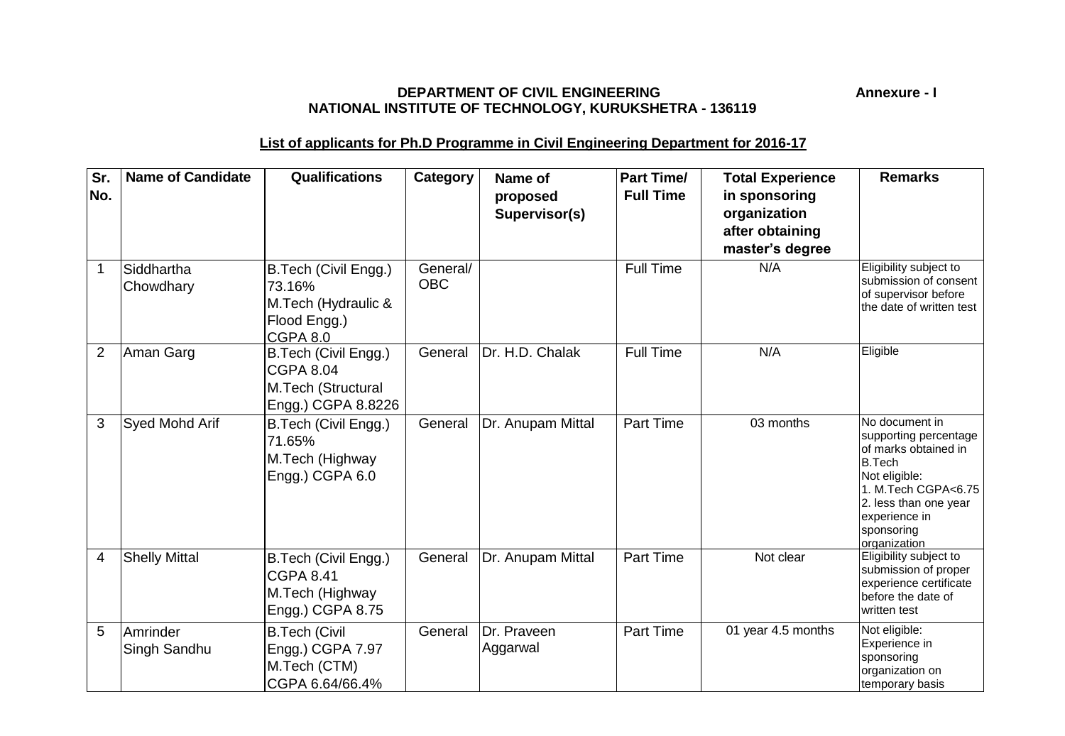**DEPARTMENT OF CIVIL ENGINEERING**
**NATIONAL INSTITUTE OF TECHNOLOGY, KURUKSHETRA - 136119**

**Annexure - I**

**List of applicants for Ph.D Programme in Civil Engineering Department for 2016-17**

| Sr. No. | Name of Candidate | Qualifications | Category | Name of proposed Supervisor(s) | Part Time/ Full Time | Total Experience in sponsoring organization after obtaining master's degree | Remarks |
|---|---|---|---|---|---|---|---|
| 1 | Siddhartha Chowdhary | B.Tech (Civil Engg.) 73.16% M.Tech (Hydraulic & Flood Engg.) CGPA 8.0 | General/ OBC | | Full Time | N/A | Eligibility subject to submission of consent of supervisor before the date of written test |
| 2 | Aman Garg | B.Tech (Civil Engg.) CGPA 8.04 M.Tech (Structural Engg.) CGPA 8.8226 | General | Dr. H.D. Chalak | Full Time | N/A | Eligible |
| 3 | Syed Mohd Arif | B.Tech (Civil Engg.) 71.65% M.Tech (Highway Engg.) CGPA 6.0 | General | Dr. Anupam Mittal | Part Time | 03 months | No document in supporting percentage of marks obtained in B.Tech Not eligible: 1. M.Tech CGPA<6.75 2. less than one year experience in sponsoring organization |
| 4 | Shelly Mittal | B.Tech (Civil Engg.) CGPA 8.41 M.Tech (Highway Engg.) CGPA 8.75 | General | Dr. Anupam Mittal | Part Time | Not clear | Eligibility subject to submission of proper experience certificate before the date of written test |
| 5 | Amrinder Singh Sandhu | B.Tech (Civil Engg.) CGPA 7.97 M.Tech (CTM) CGPA 6.64/66.4% | General | Dr. Praveen Aggarwal | Part Time | 01 year 4.5 months | Not eligible: Experience in sponsoring organization on temporary basis |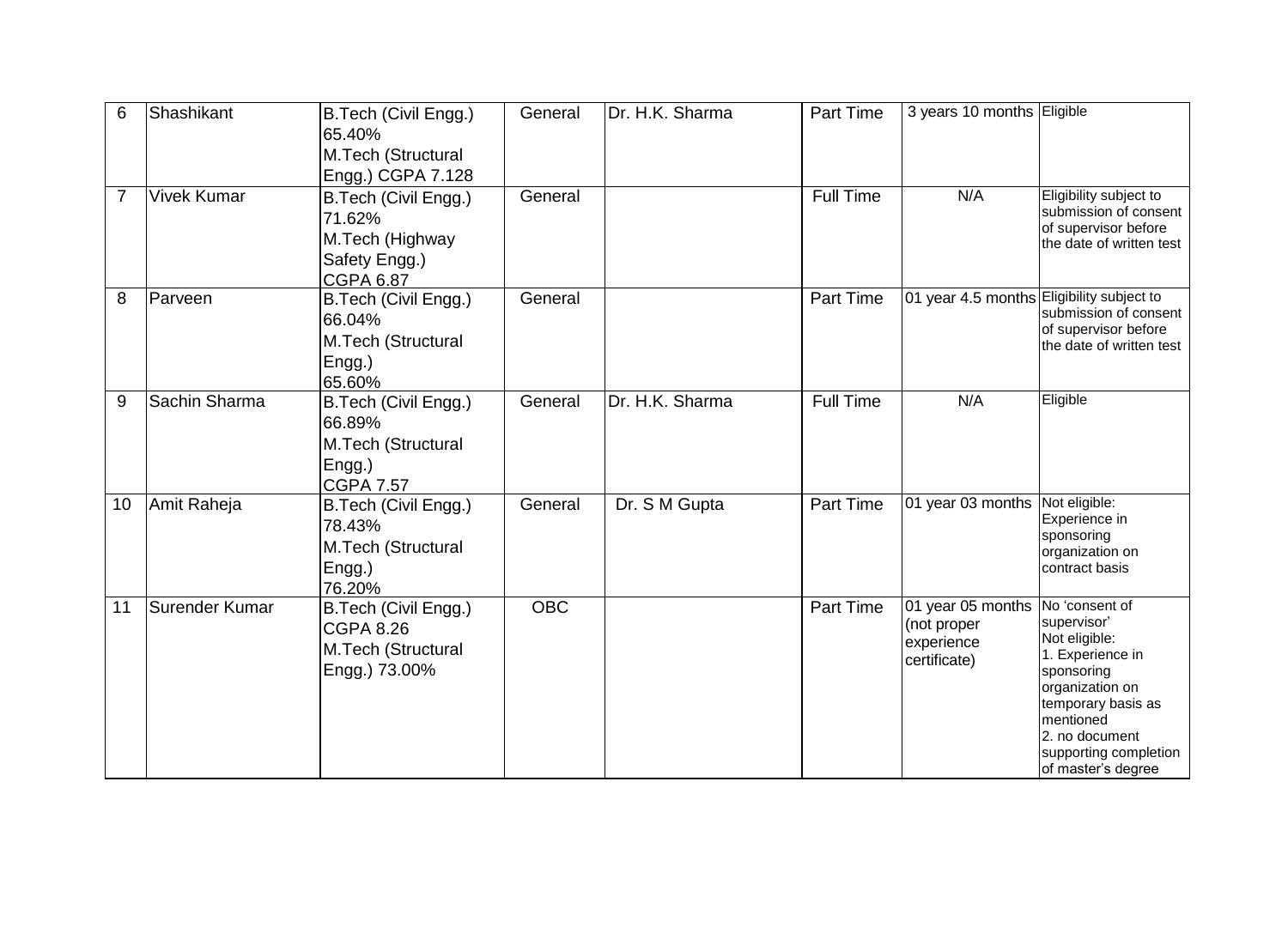| 6 | Shashikant | B.Tech (Civil Engg.) 65.40% M.Tech (Structural Engg.) CGPA 7.128 | General | Dr. H.K. Sharma | Part Time | 3 years 10 months | Eligible |
|---|---|---|---|---|---|---|---|
| 7 | Vivek Kumar | B.Tech (Civil Engg.) 71.62% M.Tech (Highway Safety Engg.) CGPA 6.87 | General | | Full Time | N/A | Eligibility subject to submission of consent of supervisor before the date of written test |
| 8 | Parveen | B.Tech (Civil Engg.) 66.04% M.Tech (Structural Engg.) 65.60% | General | | Part Time | 01 year 4.5 months | Eligibility subject to submission of consent of supervisor before the date of written test |
| 9 | Sachin Sharma | B.Tech (Civil Engg.) 66.89% M.Tech (Structural Engg.) CGPA 7.57 | General | Dr. H.K. Sharma | Full Time | N/A | Eligible |
| 10 | Amit Raheja | B.Tech (Civil Engg.) 78.43% M.Tech (Structural Engg.) 76.20% | General | Dr. S M Gupta | Part Time | 01 year 03 months | Not eligible: Experience in sponsoring organization on contract basis |
| 11 | Surender Kumar | B.Tech (Civil Engg.) CGPA 8.26 M.Tech (Structural Engg.) 73.00% | OBC | | Part Time | 01 year 05 months (not proper experience certificate) | No 'consent of supervisor' Not eligible: 1. Experience in sponsoring organization on temporary basis as mentioned 2. no document supporting completion of master's degree |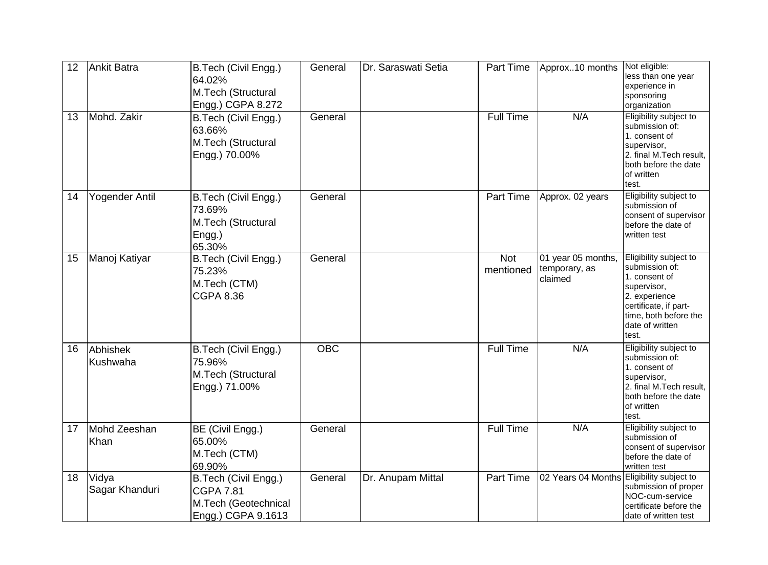| 12 | Ankit Batra | B.Tech (Civil Engg.) 64.02% M.Tech (Structural Engg.) CGPA 8.272 | General | Dr. Saraswati Setia | Part Time | Approx..10 months | Not eligible: less than one year experience in sponsoring organization |
|---|---|---|---|---|---|---|---|
| 13 | Mohd. Zakir | B.Tech (Civil Engg.) 63.66% M.Tech (Structural Engg.) 70.00% | General | | Full Time | N/A | Eligibility subject to submission of: 1. consent of supervisor, 2. final M.Tech result, both before the date of written test. |
| 14 | Yogender Antil | B.Tech (Civil Engg.) 73.69% M.Tech (Structural Engg.) 65.30% | General | | Part Time | Approx. 02 years | Eligibility subject to submission of consent of supervisor before the date of written test |
| 15 | Manoj Katiyar | B.Tech (Civil Engg.) 75.23% M.Tech (CTM) CGPA 8.36 | General | | Not mentioned | 01 year 05 months, temporary, as claimed | Eligibility subject to submission of: 1. consent of supervisor, 2. experience certificate, if part-time, both before the date of written test. |
| 16 | Abhishek Kushwaha | B.Tech (Civil Engg.) 75.96% M.Tech (Structural Engg.) 71.00% | OBC | | Full Time | N/A | Eligibility subject to submission of: 1. consent of supervisor, 2. final M.Tech result, both before the date of written test. |
| 17 | Mohd Zeeshan Khan | BE (Civil Engg.) 65.00% M.Tech (CTM) 69.90% | General | | Full Time | N/A | Eligibility subject to submission of consent of supervisor before the date of written test |
| 18 | Vidya Sagar Khanduri | B.Tech (Civil Engg.) CGPA 7.81 M.Tech (Geotechnical Engg.) CGPA 9.1613 | General | Dr. Anupam Mittal | Part Time | 02 Years 04 Months | Eligibility subject to submission of proper NOC-cum-service certificate before the date of written test |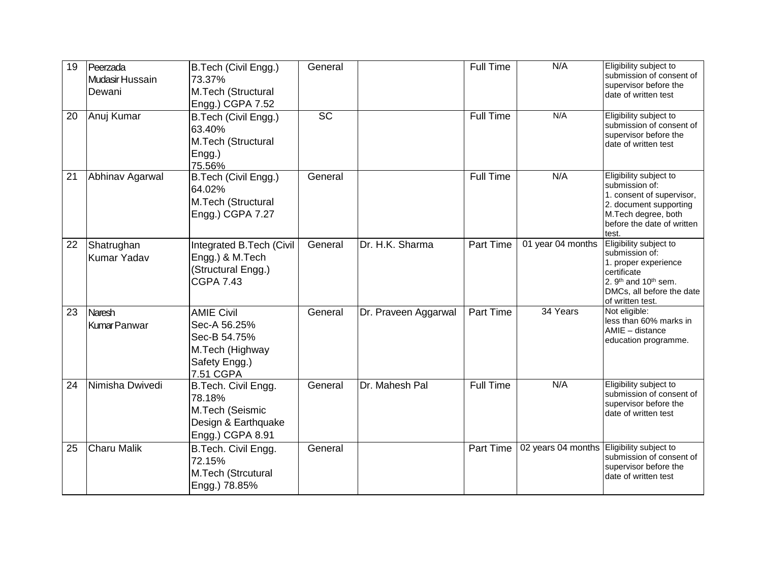| 19 | Peerzada Mudasir Hussain Dewani | B.Tech (Civil Engg.) 73.37%<br>M.Tech (Structural Engg.) CGPA 7.52 | General | | Full Time | N/A | Eligibility subject to submission of consent of supervisor before the date of written test |
|---|---|---|---|---|---|---|---|
| 20 | Anuj Kumar | B.Tech (Civil Engg.) 63.40%<br>M.Tech (Structural Engg.) 75.56% | SC | | Full Time | N/A | Eligibility subject to submission of consent of supervisor before the date of written test |
| 21 | Abhinav Agarwal | B.Tech (Civil Engg.) 64.02%<br>M.Tech (Structural Engg.) CGPA 7.27 | General | | Full Time | N/A | Eligibility subject to submission of:<br>1. consent of supervisor,<br>2. document supporting M.Tech degree, both before the date of written test. |
| 22 | Shatrughan Kumar Yadav | Integrated B.Tech (Civil Engg.) & M.Tech (Structural Engg.) CGPA 7.43 | General | Dr. H.K. Sharma | Part Time | 01 year 04 months | Eligibility subject to submission of:<br>1. proper experience certificate<br>2. 9th and 10th sem. DMCs, all before the date of written test. |
| 23 | Naresh Kumar Panwar | AMIE Civil<br>Sec-A 56.25%<br>Sec-B 54.75%<br>M.Tech (Highway Safety Engg.) 7.51 CGPA | General | Dr. Praveen Aggarwal | Part Time | 34 Years | Not eligible:<br>less than 60% marks in AMIE – distance education programme. |
| 24 | Nimisha Dwivedi | B.Tech. Civil Engg. 78.18%<br>M.Tech (Seismic Design & Earthquake Engg.) CGPA 8.91 | General | Dr. Mahesh Pal | Full Time | N/A | Eligibility subject to submission of consent of supervisor before the date of written test |
| 25 | Charu Malik | B.Tech. Civil Engg. 72.15%<br>M.Tech (Strcutural Engg.) 78.85% | General | | Part Time | 02 years 04 months | Eligibility subject to submission of consent of supervisor before the date of written test |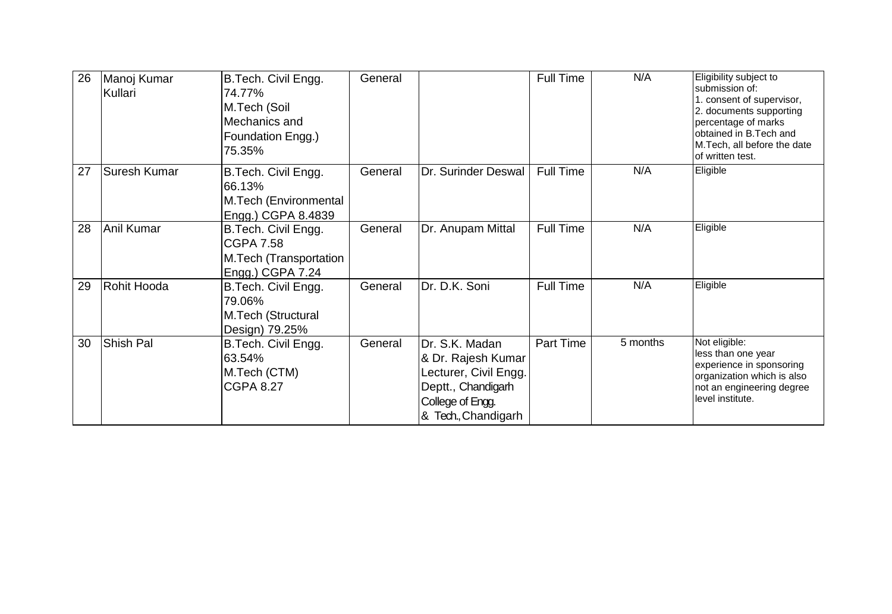| | | | | | | | |
|---|---|---|---|---|---|---|---|
| 26 | Manoj Kumar Kullari | B.Tech. Civil Engg. 74.77% M.Tech (Soil Mechanics and Foundation Engg.) 75.35% | General | | Full Time | N/A | Eligibility subject to submission of: 1. consent of supervisor, 2. documents supporting percentage of marks obtained in B.Tech and M.Tech, all before the date of written test. |
| 27 | Suresh Kumar | B.Tech. Civil Engg. 66.13% M.Tech (Environmental Engg.) CGPA 8.4839 | General | Dr. Surinder Deswal | Full Time | N/A | Eligible |
| 28 | Anil Kumar | B.Tech. Civil Engg. CGPA 7.58 M.Tech (Transportation Engg.) CGPA 7.24 | General | Dr. Anupam Mittal | Full Time | N/A | Eligible |
| 29 | Rohit Hooda | B.Tech. Civil Engg. 79.06% M.Tech (Structural Design) 79.25% | General | Dr. D.K. Soni | Full Time | N/A | Eligible |
| 30 | Shish Pal | B.Tech. Civil Engg. 63.54% M.Tech (CTM) CGPA 8.27 | General | Dr. S.K. Madan & Dr. Rajesh Kumar Lecturer, Civil Engg. Deptt., Chandigarh College of Engg. & Tech., Chandigarh | Part Time | 5 months | Not eligible: less than one year experience in sponsoring organization which is also not an engineering degree level institute. |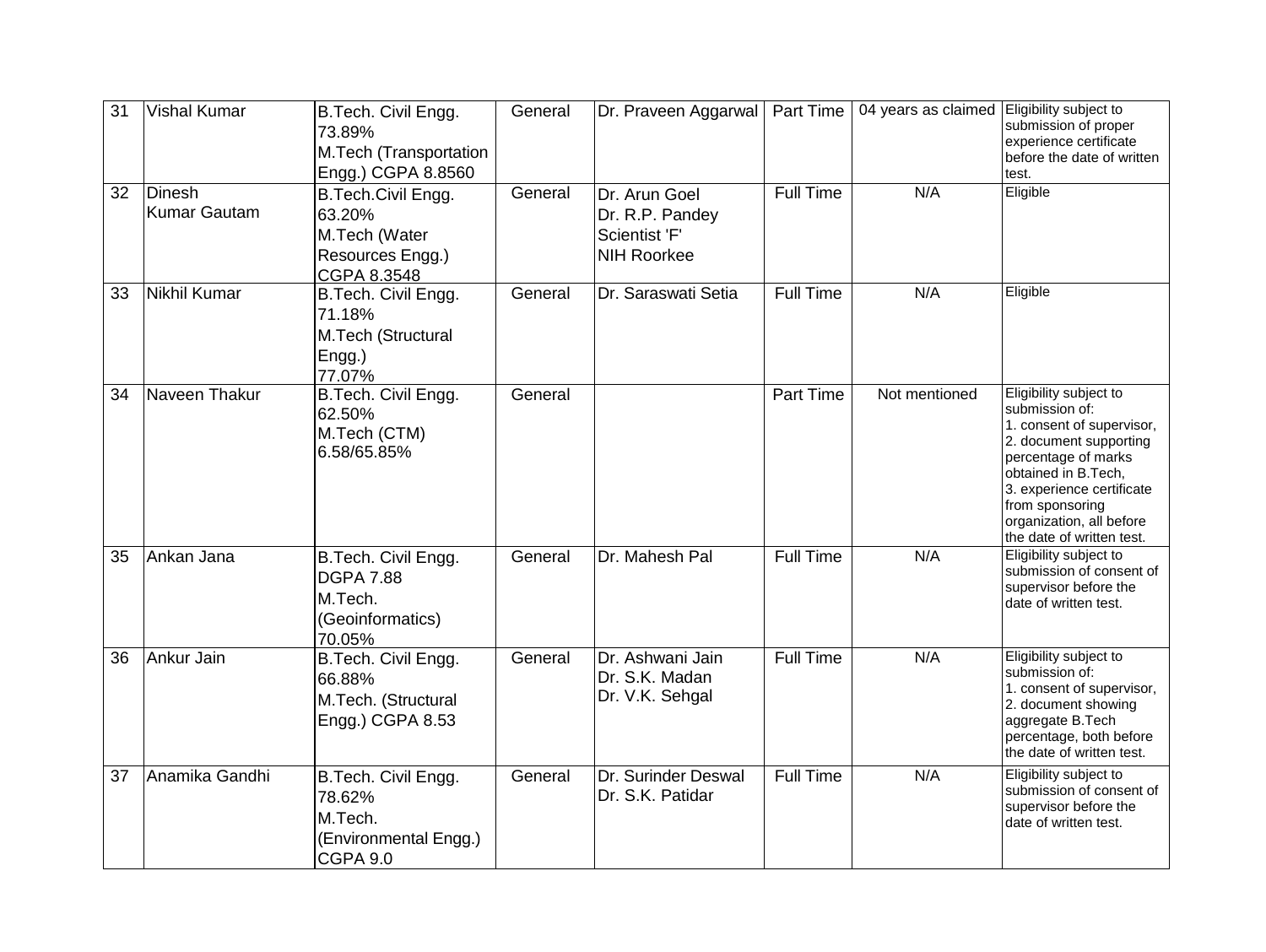| 31 | Vishal Kumar | B.Tech. Civil Engg. 73.89% M.Tech (Transportation Engg.) CGPA 8.8560 | General | Dr. Praveen Aggarwal | Part Time | 04 years as claimed | Eligibility subject to submission of proper experience certificate before the date of written test. |
|---|---|---|---|---|---|---|---|
| 32 | Dinesh Kumar Gautam | B.Tech.Civil Engg. 63.20% M.Tech (Water Resources Engg.) CGPA 8.3548 | General | Dr. Arun Goel Dr. R.P. Pandey Scientist 'F' NIH Roorkee | Full Time | N/A | Eligible |
| 33 | Nikhil Kumar | B.Tech. Civil Engg. 71.18% M.Tech (Structural Engg.) 77.07% | General | Dr. Saraswati Setia | Full Time | N/A | Eligible |
| 34 | Naveen Thakur | B.Tech. Civil Engg. 62.50% M.Tech (CTM) 6.58/65.85% | General | | Part Time | Not mentioned | Eligibility subject to submission of: 1. consent of supervisor, 2. document supporting percentage of marks obtained in B.Tech, 3. experience certificate from sponsoring organization, all before the date of written test. |
| 35 | Ankan Jana | B.Tech. Civil Engg. DGPA 7.88 M.Tech. (Geoinformatics) 70.05% | General | Dr. Mahesh Pal | Full Time | N/A | Eligibility subject to submission of consent of supervisor before the date of written test. |
| 36 | Ankur Jain | B.Tech. Civil Engg. 66.88% M.Tech. (Structural Engg.) CGPA 8.53 | General | Dr. Ashwani Jain Dr. S.K. Madan Dr. V.K. Sehgal | Full Time | N/A | Eligibility subject to submission of: 1. consent of supervisor, 2. document showing aggregate B.Tech percentage, both before the date of written test. |
| 37 | Anamika Gandhi | B.Tech. Civil Engg. 78.62% M.Tech. (Environmental Engg.) CGPA 9.0 | General | Dr. Surinder Deswal Dr. S.K. Patidar | Full Time | N/A | Eligibility subject to submission of consent of supervisor before the date of written test. |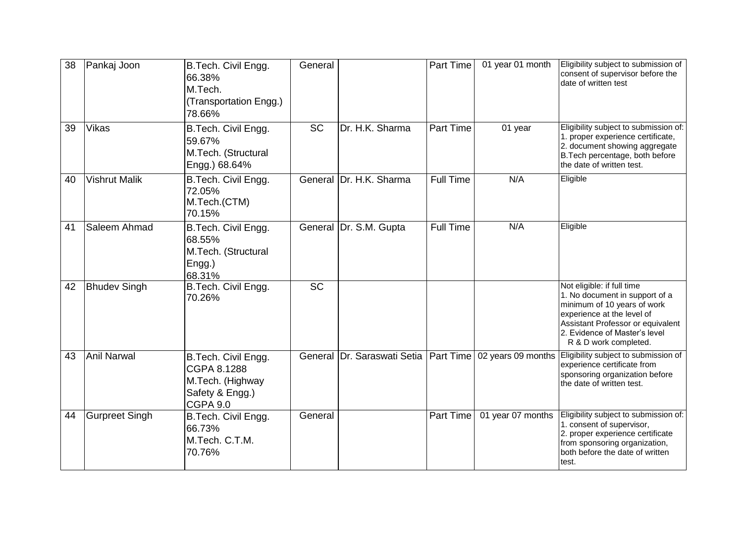| 38 | Pankaj Joon | B.Tech. Civil Engg. 66.38% M.Tech. (Transportation Engg.) 78.66% | General | | Part Time | 01 year 01 month | Eligibility subject to submission of consent of supervisor before the date of written test |
|---|---|---|---|---|---|---|---|
| 39 | Vikas | B.Tech. Civil Engg. 59.67% M.Tech. (Structural Engg.) 68.64% | SC | Dr. H.K. Sharma | Part Time | 01 year | Eligibility subject to submission of: 1. proper experience certificate, 2. document showing aggregate B.Tech percentage, both before the date of written test. |
| 40 | Vishrut Malik | B.Tech. Civil Engg. 72.05% M.Tech.(CTM) 70.15% | General | Dr. H.K. Sharma | Full Time | N/A | Eligible |
| 41 | Saleem Ahmad | B.Tech. Civil Engg. 68.55% M.Tech. (Structural Engg.) 68.31% | General | Dr. S.M. Gupta | Full Time | N/A | Eligible |
| 42 | Bhudev Singh | B.Tech. Civil Engg. 70.26% | SC | | | | Not eligible: if full time 1. No document in support of a minimum of 10 years of work experience at the level of Assistant Professor or equivalent 2. Evidence of Master's level R & D work completed. |
| 43 | Anil Narwal | B.Tech. Civil Engg. CGPA 8.1288 M.Tech. (Highway Safety & Engg.) CGPA 9.0 | General | Dr. Saraswati Setia | Part Time | 02 years 09 months | Eligibility subject to submission of experience certificate from sponsoring organization before the date of written test. |
| 44 | Gurpreet Singh | B.Tech. Civil Engg. 66.73% M.Tech. C.T.M. 70.76% | General | | Part Time | 01 year 07 months | Eligibility subject to submission of: 1. consent of supervisor, 2. proper experience certificate from sponsoring organization, both before the date of written test. |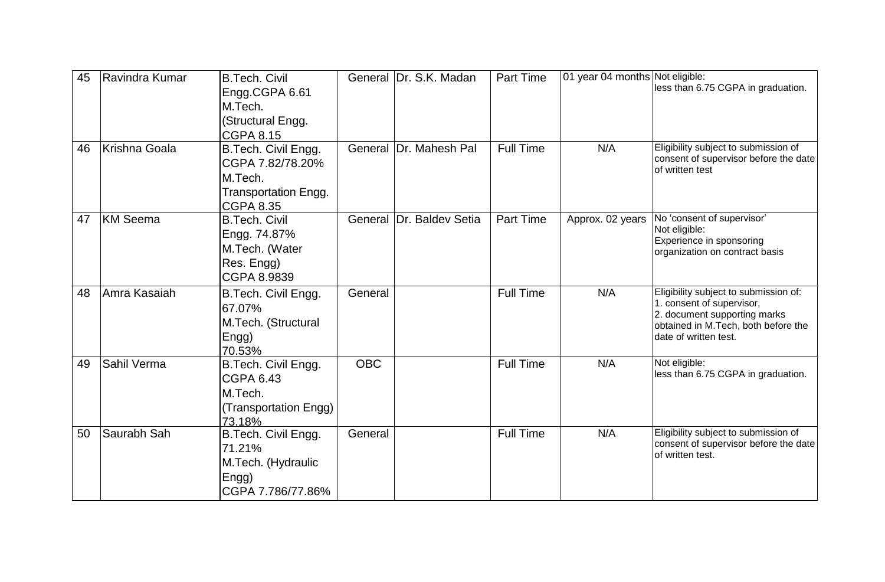| 45 | Ravindra Kumar | B.Tech. Civil Engg.CGPA 6.61 M.Tech. (Structural Engg. CGPA 8.15 | General | Dr. S.K. Madan | Part Time | 01 year 04 months | Not eligible: less than 6.75 CGPA in graduation. |
|---|---|---|---|---|---|---|---|
| 46 | Krishna Goala | B.Tech. Civil Engg. CGPA 7.82/78.20% M.Tech. Transportation Engg. CGPA 8.35 | General | Dr. Mahesh Pal | Full Time | N/A | Eligibility subject to submission of consent of supervisor before the date of written test |
| 47 | KM Seema | B.Tech. Civil Engg. 74.87% M.Tech. (Water Res. Engg) CGPA 8.9839 | General | Dr. Baldev Setia | Part Time | Approx. 02 years | No 'consent of supervisor' Not eligible: Experience in sponsoring organization on contract basis |
| 48 | Amra Kasaiah | B.Tech. Civil Engg. 67.07% M.Tech. (Structural Engg) 70.53% | General | | Full Time | N/A | Eligibility subject to submission of: 1. consent of supervisor, 2. document supporting marks obtained in M.Tech, both before the date of written test. |
| 49 | Sahil Verma | B.Tech. Civil Engg. CGPA 6.43 M.Tech. (Transportation Engg) 73.18% | OBC | | Full Time | N/A | Not eligible: less than 6.75 CGPA in graduation. |
| 50 | Saurabh Sah | B.Tech. Civil Engg. 71.21% M.Tech. (Hydraulic Engg) CGPA 7.786/77.86% | General | | Full Time | N/A | Eligibility subject to submission of consent of supervisor before the date of written test. |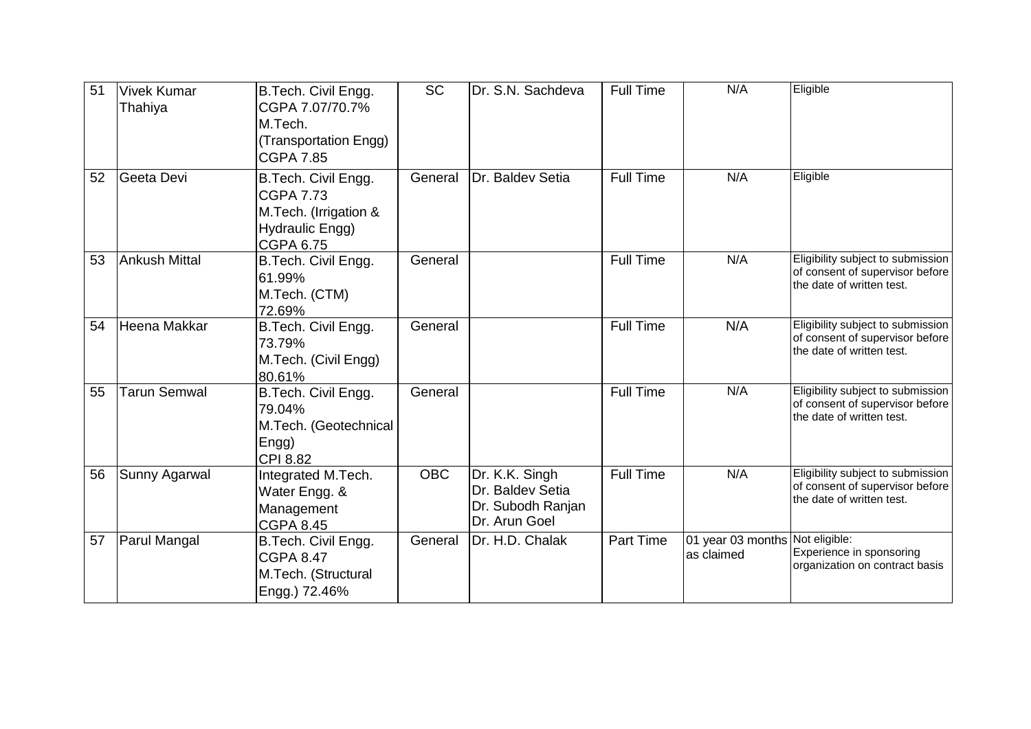| 51 | Vivek Kumar Thahiya | B.Tech. Civil Engg. CGPA 7.07/70.7% M.Tech. (Transportation Engg) CGPA 7.85 | SC | Dr. S.N. Sachdeva | Full Time | N/A | Eligible |
|---|---|---|---|---|---|---|---|
| 52 | Geeta Devi | B.Tech. Civil Engg. CGPA 7.73 M.Tech. (Irrigation & Hydraulic Engg) CGPA 6.75 | General | Dr. Baldev Setia | Full Time | N/A | Eligible |
| 53 | Ankush Mittal | B.Tech. Civil Engg. 61.99% M.Tech. (CTM) 72.69% | General | | Full Time | N/A | Eligibility subject to submission of consent of supervisor before the date of written test. |
| 54 | Heena Makkar | B.Tech. Civil Engg. 73.79% M.Tech. (Civil Engg) 80.61% | General | | Full Time | N/A | Eligibility subject to submission of consent of supervisor before the date of written test. |
| 55 | Tarun Semwal | B.Tech. Civil Engg. 79.04% M.Tech. (Geotechnical Engg) CPI 8.82 | General | | Full Time | N/A | Eligibility subject to submission of consent of supervisor before the date of written test. |
| 56 | Sunny Agarwal | Integrated M.Tech. Water Engg. & Management CGPA 8.45 | OBC | Dr. K.K. Singh Dr. Baldev Setia Dr. Subodh Ranjan Dr. Arun Goel | Full Time | N/A | Eligibility subject to submission of consent of supervisor before the date of written test. |
| 57 | Parul Mangal | B.Tech. Civil Engg. CGPA 8.47 M.Tech. (Structural Engg.) 72.46% | General | Dr. H.D. Chalak | Part Time | 01 year 03 months as claimed | Not eligible: Experience in sponsoring organization on contract basis |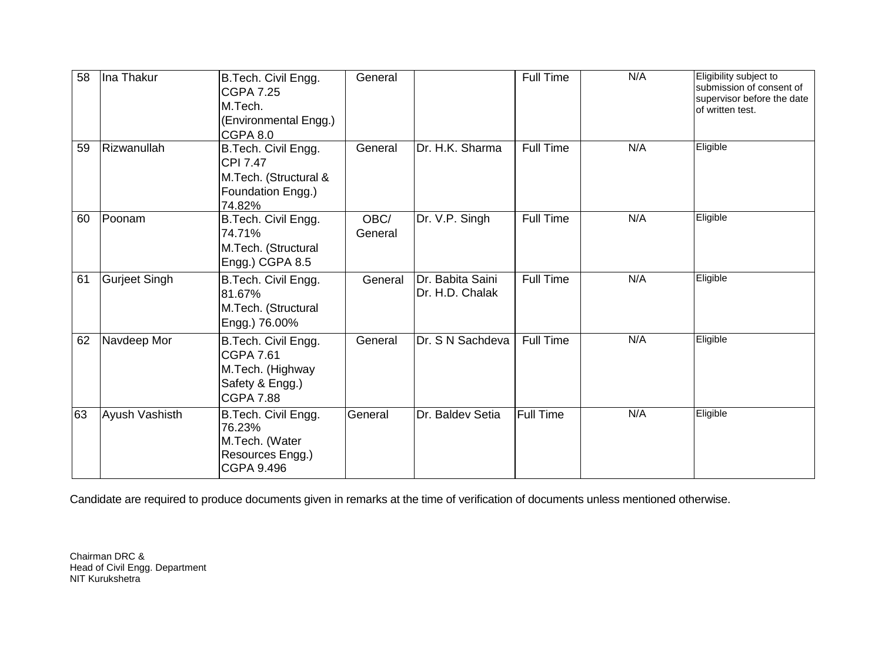| | | | | | | | |
|---|---|---|---|---|---|---|---|
| 58 | Ina Thakur | B.Tech. Civil Engg. CGPA 7.25 M.Tech. (Environmental Engg.) CGPA 8.0 | General | | Full Time | N/A | Eligibility subject to submission of consent of supervisor before the date of written test. |
| 59 | Rizwanullah | B.Tech. Civil Engg. CPI 7.47 M.Tech. (Structural & Foundation Engg.) 74.82% | General | Dr. H.K. Sharma | Full Time | N/A | Eligible |
| 60 | Poonam | B.Tech. Civil Engg. 74.71% M.Tech. (Structural Engg.) CGPA 8.5 | OBC/ General | Dr. V.P. Singh | Full Time | N/A | Eligible |
| 61 | Gurjeet Singh | B.Tech. Civil Engg. 81.67% M.Tech. (Structural Engg.) 76.00% | General | Dr. Babita Saini Dr. H.D. Chalak | Full Time | N/A | Eligible |
| 62 | Navdeep Mor | B.Tech. Civil Engg. CGPA 7.61 M.Tech. (Highway Safety & Engg.) CGPA 7.88 | General | Dr. S N Sachdeva | Full Time | N/A | Eligible |
| 63 | Ayush Vashisth | B.Tech. Civil Engg. 76.23% M.Tech. (Water Resources Engg.) CGPA 9.496 | General | Dr. Baldev Setia | Full Time | N/A | Eligible |

Candidate are required to produce documents given in remarks at the time of verification of documents unless mentioned otherwise.

Chairman DRC &
Head of Civil Engg. Department
NIT Kurukshetra